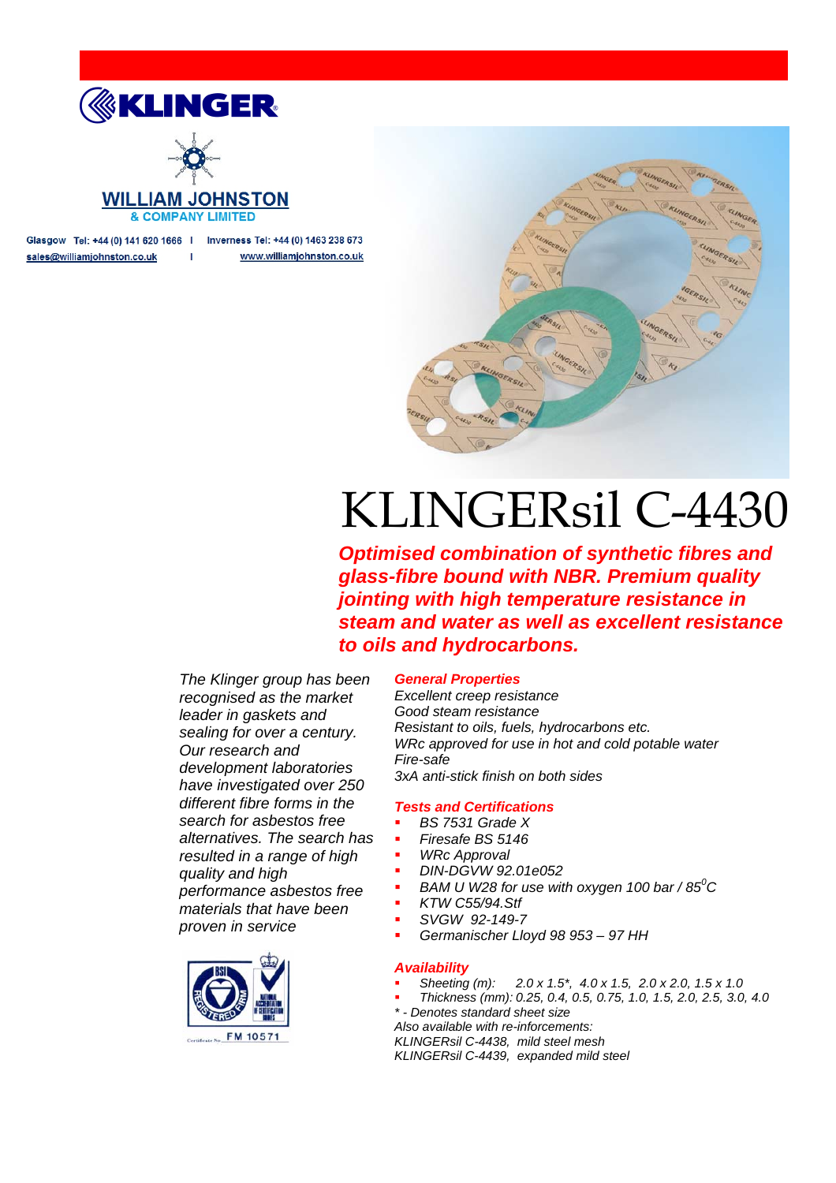KLINGER

WILLIAM JOHNSTON
& COMPANY LIMITED

Glasgow Tel: +44 (0) 141 620 1666 | Inverness Tel: +44 (0) 1463 238 673
sales@williamjohnston.co.uk | www.williamjohnston.co.uk

# KLINGERsil C-4430

***Optimised combination of synthetic fibres and glass-fibre bound with NBR. Premium quality jointing with high temperature resistance in steam and water as well as excellent resistance to oils and hydrocarbons.***

*The Klinger group has been recognised as the market leader in gaskets and sealing for over a century. Our research and development laboratories have investigated over 250 different fibre forms in the search for asbestos free alternatives. The search has resulted in a range of high quality and high performance asbestos free materials that have been proven in service*

Certificate No. FM 10571

### *General Properties*

*Excellent creep resistance*
*Good steam resistance*
*Resistant to oils, fuels, hydrocarbons etc.*
*WRc approved for use in hot and cold potable water*
*Fire-safe*
*3xA anti-stick finish on both sides*

### *Tests and Certifications*

- *BS 7531 Grade X*
- *Firesafe BS 5146*
- *WRc Approval*
- *DIN-DGVW 92.01e052*
- *BAM U W28 for use with oxygen 100 bar / 85$^{0}$C*
- *KTW C55/94.Stf*
- *SVGW 92-149-7*
- *Germanischer Lloyd 98 953 – 97 HH*

### *Availability*

- *Sheeting (m): 2.0 x 1.5\*, 4.0 x 1.5, 2.0 x 2.0, 1.5 x 1.0*
- *Thickness (mm): 0.25, 0.4, 0.5, 0.75, 1.0, 1.5, 2.0, 2.5, 3.0, 4.0*

*\* - Denotes standard sheet size*
*Also available with re-inforcements:*
*KLINGERsil C-4438, mild steel mesh*
*KLINGERsil C-4439, expanded mild steel*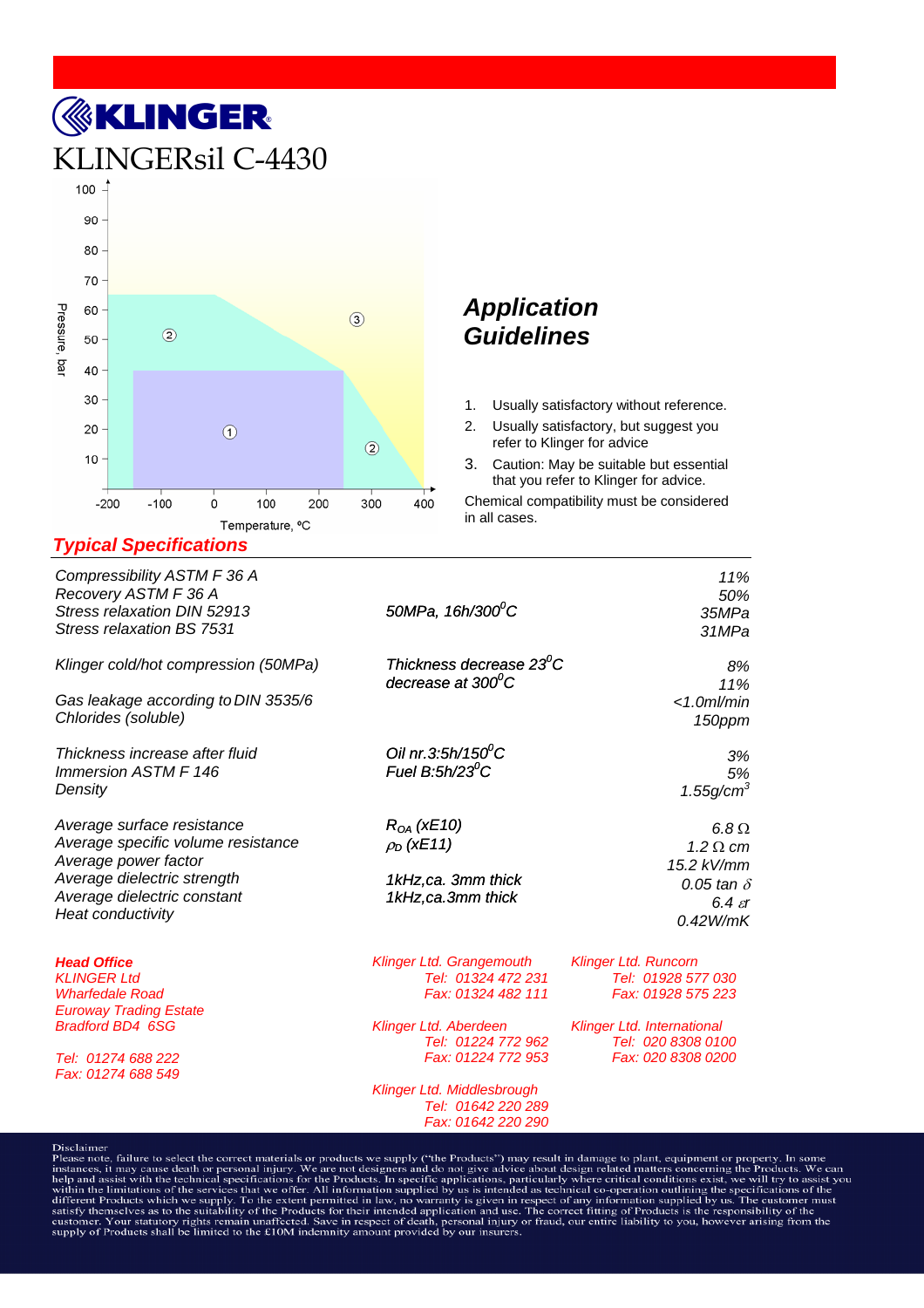# KLINGER

## KLINGERsil C-4430

100
90
80
70
60
50
40
30
20
10
Pressure, bar
-200 -100 0 100 200 300 400
Temperature, °C
1
2
2
3

## *Application Guidelines*

1. Usually satisfactory without reference.
2. Usually satisfactory, but suggest you refer to Klinger for advice
3. Caution: May be suitable but essential that you refer to Klinger for advice.

Chemical compatibility must be considered in all cases.

## *Typical Specifications*

| | | |
|---|---|---|
| *Compressibility ASTM F 36 A* | | *11%* |
| *Recovery ASTM F 36 A* | | *50%* |
| *Stress relaxation DIN 52913* | *50MPa, 16h/300$^0$C* | *35MPa* |
| *Stress relaxation BS 7531* | | *31MPa* |
| *Klinger cold/hot compression (50MPa)* | *Thickness decrease 23$^0$C* | *8%* |
| | *decrease at 300$^0$C* | *11%* |
| *Gas leakage according to DIN 3535/6* | | *<1.0ml/min* |
| *Chlorides (soluble)* | | *150ppm* |
| *Thickness increase after fluid Immersion ASTM F 146* | *Oil nr.3:5h/150$^0$C* | *3%* |
| | *Fuel B:5h/23$^0$C* | *5%* |
| *Density* | | *1.55g/cm$^3$* |
| *Average surface resistance* | *$R_{OA}$ (xE10)* | *6.8 Ω* |
| *Average specific volume resistance* | *$\rho_D$ (xE11)* | *1.2 Ω cm* |
| *Average power factor* | | *15.2 kV/mm* |
| *Average dielectric strength* | *1kHz,ca. 3mm thick* | *0.05 tan δ* |
| *Average dielectric constant* | *1kHz,ca.3mm thick* | *6.4 εr* |
| *Heat conductivity* | | *0.42W/mK* |

***Head Office***
*KLINGER Ltd*
*Wharfedale Road*
*Euroway Trading Estate*
*Bradford BD4 6SG*

*Tel: 01274 688 222*
*Fax: 01274 688 549*

*Klinger Ltd. Grangemouth*
*Tel: 01324 472 231*
*Fax: 01324 482 111*

*Klinger Ltd. Runcorn*
*Tel: 01928 577 030*
*Fax: 01928 575 223*

*Klinger Ltd. Aberdeen*
*Tel: 01224 772 962*
*Fax: 01224 772 953*

*Klinger Ltd. International*
*Tel: 020 8308 0100*
*Fax: 020 8308 0200*

*Klinger Ltd. Middlesbrough*
*Tel: 01642 220 289*
*Fax: 01642 220 290*

Disclaimer
Please note, failure to select the correct materials or products we supply ("the Products") may result in damage to plant, equipment or property. In some instances, it may cause death or personal injury. We are not designers and do not give advice about design related matters concerning the Products. We can help and assist with the technical specifications for the Products. In specific applications, particularly where critical conditions exist, we will try to assist you within the limitations of the services that we offer. All information supplied by us is intended as technical co-operation outlining the specifications of the different Products which we supply. To the extent permitted in law, no warranty is given in respect of any information supplied by us. The customer must satisfy themselves as to the suitability of the Products for their intended application and use. The correct fitting of Products is the responsibility of the customer. Your statutory rights remain unaffected. Save in respect of death, personal injury or fraud, our entire liability to you, however arising from the supply of Products shall be limited to the £10M indemnity amount provided by our insurers.